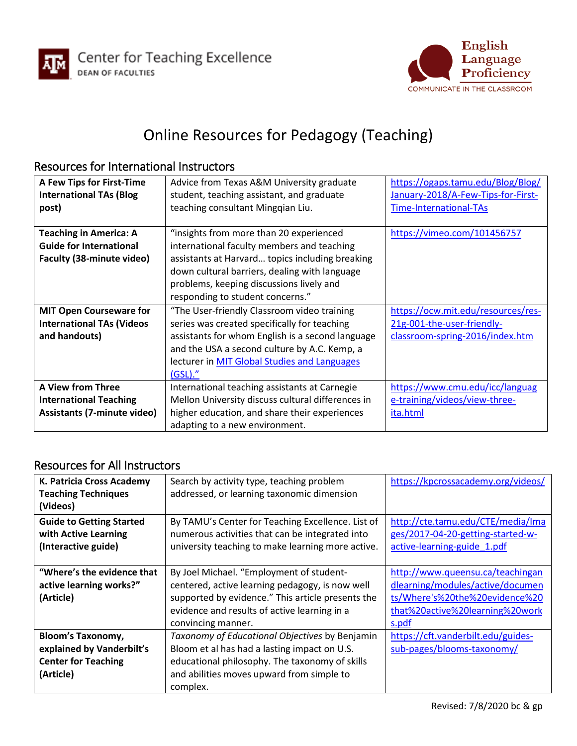Center for Teaching Excellence
DEAN OF FACULTIES

English Language Proficiency
COMMUNICATE IN THE CLASSROOM

# Online Resources for Pedagogy (Teaching)

## Resources for International Instructors

| | | |
|---|---|---|
| **A Few Tips for First-Time International TAs (Blog post)** | Advice from Texas A&M University graduate student, teaching assistant, and graduate teaching consultant Mingqian Liu. | https://ogaps.tamu.edu/Blog/Blog/January-2018/A-Few-Tips-for-First-Time-International-TAs |
| **Teaching in America: A Guide for International Faculty (38-minute video)** | "insights from more than 20 experienced international faculty members and teaching assistants at Harvard… topics including breaking down cultural barriers, dealing with language problems, keeping discussions lively and responding to student concerns." | https://vimeo.com/101456757 |
| **MIT Open Courseware for International TAs (Videos and handouts)** | "The User-friendly Classroom video training series was created specifically for teaching assistants for whom English is a second language and the USA a second culture by A.C. Kemp, a lecturer in MIT Global Studies and Languages (GSL)." | https://ocw.mit.edu/resources/res-21g-001-the-user-friendly-classroom-spring-2016/index.htm |
| **A View from Three International Teaching Assistants (7-minute video)** | International teaching assistants at Carnegie Mellon University discuss cultural differences in higher education, and share their experiences adapting to a new environment. | https://www.cmu.edu/icc/language-training/videos/view-three-ita.html |

## Resources for All Instructors

| | | |
|---|---|---|
| **K. Patricia Cross Academy Teaching Techniques (Videos)** | Search by activity type, teaching problem addressed, or learning taxonomic dimension | https://kpcrossacademy.org/videos/ |
| **Guide to Getting Started with Active Learning (Interactive guide)** | By TAMU's Center for Teaching Excellence. List of numerous activities that can be integrated into university teaching to make learning more active. | http://cte.tamu.edu/CTE/media/Images/2017-04-20-getting-started-w-active-learning-guide_1.pdf |
| **"Where's the evidence that active learning works?" (Article)** | By Joel Michael. "Employment of student-centered, active learning pedagogy, is now well supported by evidence." This article presents the evidence and results of active learning in a convincing manner. | http://www.queensu.ca/teachingandlearning/modules/active/documents/Where's%20the%20evidence%20that%20active%20learning%20works.pdf |
| **Bloom's Taxonomy, explained by Vanderbilt's Center for Teaching (Article)** | *Taxonomy of Educational Objectives* by Benjamin Bloom et al has had a lasting impact on U.S. educational philosophy. The taxonomy of skills and abilities moves upward from simple to complex. | https://cft.vanderbilt.edu/guides-sub-pages/blooms-taxonomy/ |

Revised: 7/8/2020 bc & gp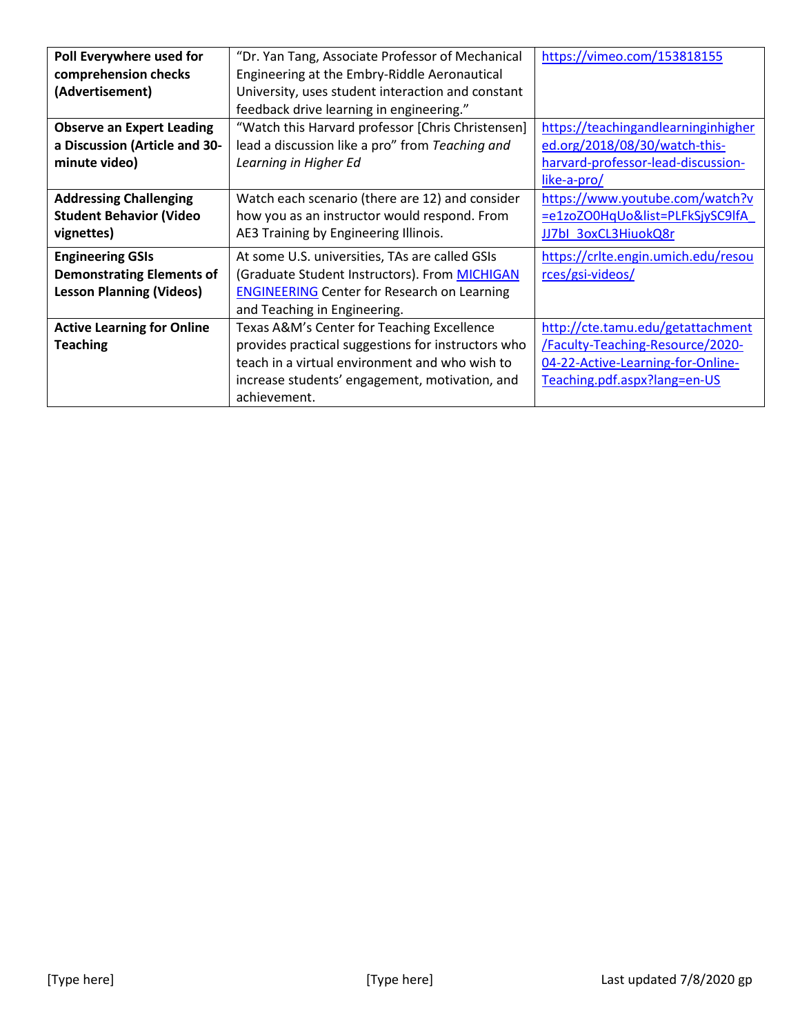| | | |
|---|---|---|
| **Poll Everywhere used for comprehension checks (Advertisement)** | "Dr. Yan Tang, Associate Professor of Mechanical Engineering at the Embry-Riddle Aeronautical University, uses student interaction and constant feedback drive learning in engineering." | https://vimeo.com/153818155 |
| **Observe an Expert Leading a Discussion (Article and 30-minute video)** | "Watch this Harvard professor [Chris Christensen] lead a discussion like a pro" from *Teaching and Learning in Higher Ed* | https://teachingandlearninginhighered.org/2018/08/30/watch-this-harvard-professor-lead-discussion-like-a-pro/ |
| **Addressing Challenging Student Behavior (Video vignettes)** | Watch each scenario (there are 12) and consider how you as an instructor would respond. From AE3 Training by Engineering Illinois. | https://www.youtube.com/watch?v=e1zoZO0HqUo&list=PLFkSjySC9lfA_JJ7bI_3oxCL3HiuokQ8r |
| **Engineering GSIs Demonstrating Elements of Lesson Planning (Videos)** | At some U.S. universities, TAs are called GSIs (Graduate Student Instructors). From MICHIGAN ENGINEERING Center for Research on Learning and Teaching in Engineering. | https://crlte.engin.umich.edu/resources/gsi-videos/ |
| **Active Learning for Online Teaching** | Texas A&M's Center for Teaching Excellence provides practical suggestions for instructors who teach in a virtual environment and who wish to increase students' engagement, motivation, and achievement. | http://cte.tamu.edu/getattachment/Faculty-Teaching-Resource/2020-04-22-Active-Learning-for-Online-Teaching.pdf.aspx?lang=en-US |